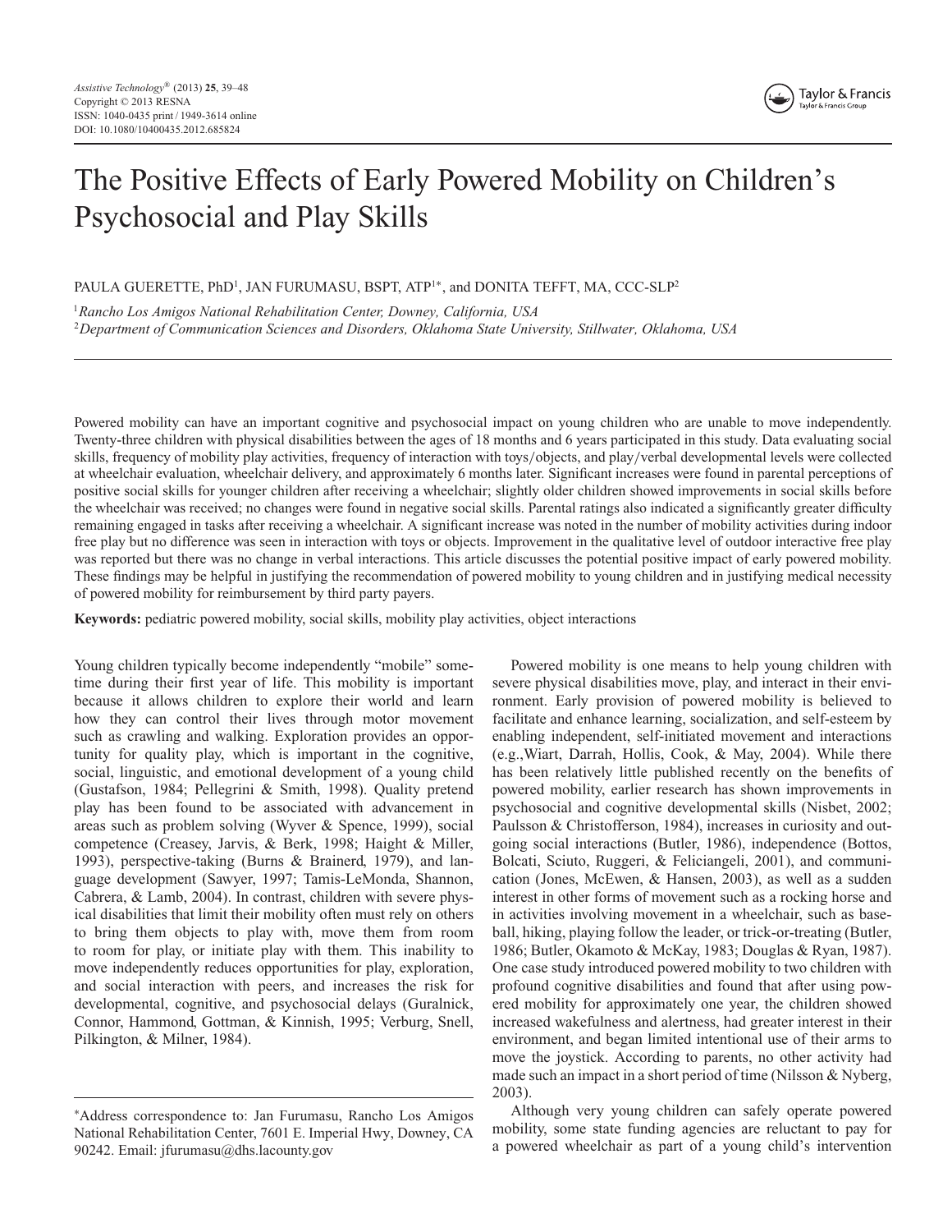# The Positive Effects of Early Powered Mobility on Children's Psychosocial and Play Skills

PAULA GUERETTE, PhD[1], JAN FURUMASU, BSPT, ATP[1*], and DONITA TEFFT, MA, CCC-SLP[2]

[1]*Rancho Los Amigos National Rehabilitation Center, Downey, California, USA*
[2]*Department of Communication Sciences and Disorders, Oklahoma State University, Stillwater, Oklahoma, USA*

Powered mobility can have an important cognitive and psychosocial impact on young children who are unable to move independently. Twenty-three children with physical disabilities between the ages of 18 months and 6 years participated in this study. Data evaluating social skills, frequency of mobility play activities, frequency of interaction with toys/objects, and play/verbal developmental levels were collected at wheelchair evaluation, wheelchair delivery, and approximately 6 months later. Significant increases were found in parental perceptions of positive social skills for younger children after receiving a wheelchair; slightly older children showed improvements in social skills before the wheelchair was received; no changes were found in negative social skills. Parental ratings also indicated a significantly greater difficulty remaining engaged in tasks after receiving a wheelchair. A significant increase was noted in the number of mobility activities during indoor free play but no difference was seen in interaction with toys or objects. Improvement in the qualitative level of outdoor interactive free play was reported but there was no change in verbal interactions. This article discusses the potential positive impact of early powered mobility. These findings may be helpful in justifying the recommendation of powered mobility to young children and in justifying medical necessity of powered mobility for reimbursement by third party payers.

**Keywords:** pediatric powered mobility, social skills, mobility play activities, object interactions

Young children typically become independently "mobile" sometime during their first year of life. This mobility is important because it allows children to explore their world and learn how they can control their lives through motor movement such as crawling and walking. Exploration provides an opportunity for quality play, which is important in the cognitive, social, linguistic, and emotional development of a young child (Gustafson, 1984; Pellegrini & Smith, 1998). Quality pretend play has been found to be associated with advancement in areas such as problem solving (Wyver & Spence, 1999), social competence (Creasey, Jarvis, & Berk, 1998; Haight & Miller, 1993), perspective-taking (Burns & Brainerd, 1979), and language development (Sawyer, 1997; Tamis-LeMonda, Shannon, Cabrera, & Lamb, 2004). In contrast, children with severe physical disabilities that limit their mobility often must rely on others to bring them objects to play with, move them from room to room for play, or initiate play with them. This inability to move independently reduces opportunities for play, exploration, and social interaction with peers, and increases the risk for developmental, cognitive, and psychosocial delays (Guralnick, Connor, Hammond, Gottman, & Kinnish, 1995; Verburg, Snell, Pilkington, & Milner, 1984).

Powered mobility is one means to help young children with severe physical disabilities move, play, and interact in their environment. Early provision of powered mobility is believed to facilitate and enhance learning, socialization, and self-esteem by enabling independent, self-initiated movement and interactions (e.g.,Wiart, Darrah, Hollis, Cook, & May, 2004). While there has been relatively little published recently on the benefits of powered mobility, earlier research has shown improvements in psychosocial and cognitive developmental skills (Nisbet, 2002; Paulsson & Christofferson, 1984), increases in curiosity and outgoing social interactions (Butler, 1986), independence (Bottos, Bolcati, Sciuto, Ruggeri, & Feliciangeli, 2001), and communication (Jones, McEwen, & Hansen, 2003), as well as a sudden interest in other forms of movement such as a rocking horse and in activities involving movement in a wheelchair, such as baseball, hiking, playing follow the leader, or trick-or-treating (Butler, 1986; Butler, Okamoto & McKay, 1983; Douglas & Ryan, 1987). One case study introduced powered mobility to two children with profound cognitive disabilities and found that after using powered mobility for approximately one year, the children showed increased wakefulness and alertness, had greater interest in their environment, and began limited intentional use of their arms to move the joystick. According to parents, no other activity had made such an impact in a short period of time (Nilsson & Nyberg, 2003).

Although very young children can safely operate powered mobility, some state funding agencies are reluctant to pay for a powered wheelchair as part of a young child's intervention

*Address correspondence to: Jan Furumasu, Rancho Los Amigos National Rehabilitation Center, 7601 E. Imperial Hwy, Downey, CA 90242. Email: jfurumasu@dhs.lacounty.gov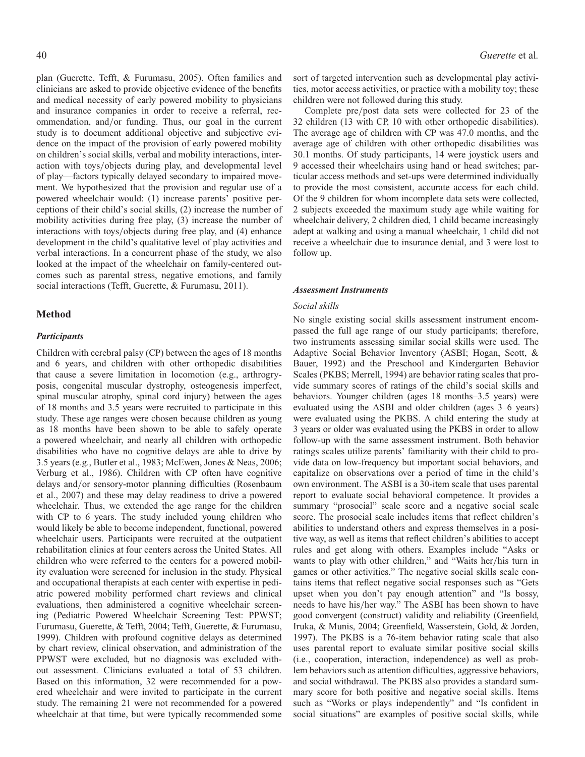plan (Guerette, Tefft, & Furumasu, 2005). Often families and clinicians are asked to provide objective evidence of the benefits and medical necessity of early powered mobility to physicians and insurance companies in order to receive a referral, recommendation, and/or funding. Thus, our goal in the current study is to document additional objective and subjective evidence on the impact of the provision of early powered mobility on children's social skills, verbal and mobility interactions, interaction with toys/objects during play, and developmental level of play—factors typically delayed secondary to impaired movement. We hypothesized that the provision and regular use of a powered wheelchair would: (1) increase parents' positive perceptions of their child's social skills, (2) increase the number of mobility activities during free play, (3) increase the number of interactions with toys/objects during free play, and (4) enhance development in the child's qualitative level of play activities and verbal interactions. In a concurrent phase of the study, we also looked at the impact of the wheelchair on family-centered outcomes such as parental stress, negative emotions, and family social interactions (Tefft, Guerette, & Furumasu, 2011).

## Method

### *Participants*

Children with cerebral palsy (CP) between the ages of 18 months and 6 years, and children with other orthopedic disabilities that cause a severe limitation in locomotion (e.g., arthrogryposis, congenital muscular dystrophy, osteogenesis imperfect, spinal muscular atrophy, spinal cord injury) between the ages of 18 months and 3.5 years were recruited to participate in this study. These age ranges were chosen because children as young as 18 months have been shown to be able to safely operate a powered wheelchair, and nearly all children with orthopedic disabilities who have no cognitive delays are able to drive by 3.5 years (e.g., Butler et al., 1983; McEwen, Jones & Neas, 2006; Verburg et al., 1986). Children with CP often have cognitive delays and/or sensory-motor planning difficulties (Rosenbaum et al., 2007) and these may delay readiness to drive a powered wheelchair. Thus, we extended the age range for the children with CP to 6 years. The study included young children who would likely be able to become independent, functional, powered wheelchair users. Participants were recruited at the outpatient rehabilitation clinics at four centers across the United States. All children who were referred to the centers for a powered mobility evaluation were screened for inclusion in the study. Physical and occupational therapists at each center with expertise in pediatric powered mobility performed chart reviews and clinical evaluations, then administered a cognitive wheelchair screening (Pediatric Powered Wheelchair Screening Test: PPWST; Furumasu, Guerette, & Tefft, 2004; Tefft, Guerette, & Furumasu, 1999). Children with profound cognitive delays as determined by chart review, clinical observation, and administration of the PPWST were excluded, but no diagnosis was excluded without assessment. Clinicians evaluated a total of 53 children. Based on this information, 32 were recommended for a powered wheelchair and were invited to participate in the current study. The remaining 21 were not recommended for a powered wheelchair at that time, but were typically recommended some sort of targeted intervention such as developmental play activities, motor access activities, or practice with a mobility toy; these children were not followed during this study.

Complete pre/post data sets were collected for 23 of the 32 children (13 with CP, 10 with other orthopedic disabilities). The average age of children with CP was 47.0 months, and the average age of children with other orthopedic disabilities was 30.1 months. Of study participants, 14 were joystick users and 9 accessed their wheelchairs using hand or head switches; particular access methods and set-ups were determined individually to provide the most consistent, accurate access for each child. Of the 9 children for whom incomplete data sets were collected, 2 subjects exceeded the maximum study age while waiting for wheelchair delivery, 2 children died, 1 child became increasingly adept at walking and using a manual wheelchair, 1 child did not receive a wheelchair due to insurance denial, and 3 were lost to follow up.

### *Assessment Instruments*

#### *Social skills*

No single existing social skills assessment instrument encompassed the full age range of our study participants; therefore, two instruments assessing similar social skills were used. The Adaptive Social Behavior Inventory (ASBI; Hogan, Scott, & Bauer, 1992) and the Preschool and Kindergarten Behavior Scales (PKBS; Merrell, 1994) are behavior rating scales that provide summary scores of ratings of the child's social skills and behaviors. Younger children (ages 18 months–3.5 years) were evaluated using the ASBI and older children (ages 3–6 years) were evaluated using the PKBS. A child entering the study at 3 years or older was evaluated using the PKBS in order to allow follow-up with the same assessment instrument. Both behavior ratings scales utilize parents' familiarity with their child to provide data on low-frequency but important social behaviors, and capitalize on observations over a period of time in the child's own environment. The ASBI is a 30-item scale that uses parental report to evaluate social behavioral competence. It provides a summary "prosocial" scale score and a negative social scale score. The prosocial scale includes items that reflect children's abilities to understand others and express themselves in a positive way, as well as items that reflect children's abilities to accept rules and get along with others. Examples include "Asks or wants to play with other children," and "Waits her/his turn in games or other activities." The negative social skills scale contains items that reflect negative social responses such as "Gets upset when you don't pay enough attention" and "Is bossy, needs to have his/her way." The ASBI has been shown to have good convergent (construct) validity and reliability (Greenfield, Iruka, & Munis, 2004; Greenfield, Wasserstein, Gold, & Jorden, 1997). The PKBS is a 76-item behavior rating scale that also uses parental report to evaluate similar positive social skills (i.e., cooperation, interaction, independence) as well as problem behaviors such as attention difficulties, aggressive behaviors, and social withdrawal. The PKBS also provides a standard summary score for both positive and negative social skills. Items such as "Works or plays independently" and "Is confident in social situations" are examples of positive social skills, while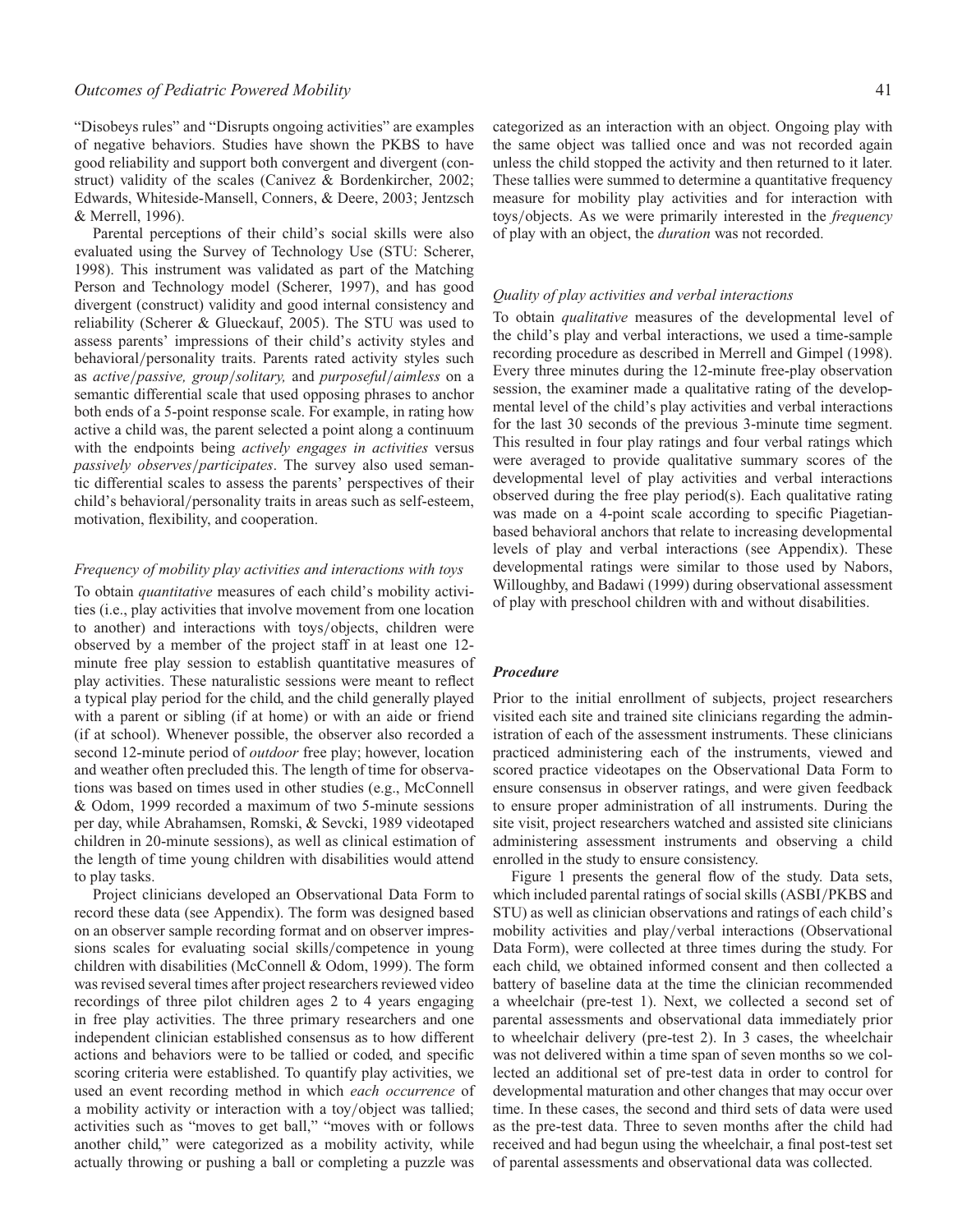"Disobeys rules" and "Disrupts ongoing activities" are examples of negative behaviors. Studies have shown the PKBS to have good reliability and support both convergent and divergent (construct) validity of the scales (Canivez & Bordenkircher, 2002; Edwards, Whiteside-Mansell, Conners, & Deere, 2003; Jentzsch & Merrell, 1996).

Parental perceptions of their child's social skills were also evaluated using the Survey of Technology Use (STU: Scherer, 1998). This instrument was validated as part of the Matching Person and Technology model (Scherer, 1997), and has good divergent (construct) validity and good internal consistency and reliability (Scherer & Glueckauf, 2005). The STU was used to assess parents' impressions of their child's activity styles and behavioral/personality traits. Parents rated activity styles such as *active/passive, group/solitary,* and *purposeful/aimless* on a semantic differential scale that used opposing phrases to anchor both ends of a 5-point response scale. For example, in rating how active a child was, the parent selected a point along a continuum with the endpoints being *actively engages in activities* versus *passively observes/participates*. The survey also used semantic differential scales to assess the parents' perspectives of their child's behavioral/personality traits in areas such as self-esteem, motivation, flexibility, and cooperation.

### *Frequency of mobility play activities and interactions with toys*

To obtain *quantitative* measures of each child's mobility activities (i.e., play activities that involve movement from one location to another) and interactions with toys/objects, children were observed by a member of the project staff in at least one 12-minute free play session to establish quantitative measures of play activities. These naturalistic sessions were meant to reflect a typical play period for the child, and the child generally played with a parent or sibling (if at home) or with an aide or friend (if at school). Whenever possible, the observer also recorded a second 12-minute period of *outdoor* free play; however, location and weather often precluded this. The length of time for observations was based on times used in other studies (e.g., McConnell & Odom, 1999 recorded a maximum of two 5-minute sessions per day, while Abrahamsen, Romski, & Sevcki, 1989 videotaped children in 20-minute sessions), as well as clinical estimation of the length of time young children with disabilities would attend to play tasks.

Project clinicians developed an Observational Data Form to record these data (see Appendix). The form was designed based on an observer sample recording format and on observer impressions scales for evaluating social skills/competence in young children with disabilities (McConnell & Odom, 1999). The form was revised several times after project researchers reviewed video recordings of three pilot children ages 2 to 4 years engaging in free play activities. The three primary researchers and one independent clinician established consensus as to how different actions and behaviors were to be tallied or coded, and specific scoring criteria were established. To quantify play activities, we used an event recording method in which *each occurrence* of a mobility activity or interaction with a toy/object was tallied; activities such as "moves to get ball," "moves with or follows another child," were categorized as a mobility activity, while actually throwing or pushing a ball or completing a puzzle was categorized as an interaction with an object. Ongoing play with the same object was tallied once and was not recorded again unless the child stopped the activity and then returned to it later. These tallies were summed to determine a quantitative frequency measure for mobility play activities and for interaction with toys/objects. As we were primarily interested in the *frequency* of play with an object, the *duration* was not recorded.

### *Quality of play activities and verbal interactions*

To obtain *qualitative* measures of the developmental level of the child's play and verbal interactions, we used a time-sample recording procedure as described in Merrell and Gimpel (1998). Every three minutes during the 12-minute free-play observation session, the examiner made a qualitative rating of the developmental level of the child's play activities and verbal interactions for the last 30 seconds of the previous 3-minute time segment. This resulted in four play ratings and four verbal ratings which were averaged to provide qualitative summary scores of the developmental level of play activities and verbal interactions observed during the free play period(s). Each qualitative rating was made on a 4-point scale according to specific Piagetian-based behavioral anchors that relate to increasing developmental levels of play and verbal interactions (see Appendix). These developmental ratings were similar to those used by Nabors, Willoughby, and Badawi (1999) during observational assessment of play with preschool children with and without disabilities.

## *Procedure*

Prior to the initial enrollment of subjects, project researchers visited each site and trained site clinicians regarding the administration of each of the assessment instruments. These clinicians practiced administering each of the instruments, viewed and scored practice videotapes on the Observational Data Form to ensure consensus in observer ratings, and were given feedback to ensure proper administration of all instruments. During the site visit, project researchers watched and assisted site clinicians administering assessment instruments and observing a child enrolled in the study to ensure consistency.

Figure 1 presents the general flow of the study. Data sets, which included parental ratings of social skills (ASBI/PKBS and STU) as well as clinician observations and ratings of each child's mobility activities and play/verbal interactions (Observational Data Form), were collected at three times during the study. For each child, we obtained informed consent and then collected a battery of baseline data at the time the clinician recommended a wheelchair (pre-test 1). Next, we collected a second set of parental assessments and observational data immediately prior to wheelchair delivery (pre-test 2). In 3 cases, the wheelchair was not delivered within a time span of seven months so we collected an additional set of pre-test data in order to control for developmental maturation and other changes that may occur over time. In these cases, the second and third sets of data were used as the pre-test data. Three to seven months after the child had received and had begun using the wheelchair, a final post-test set of parental assessments and observational data was collected.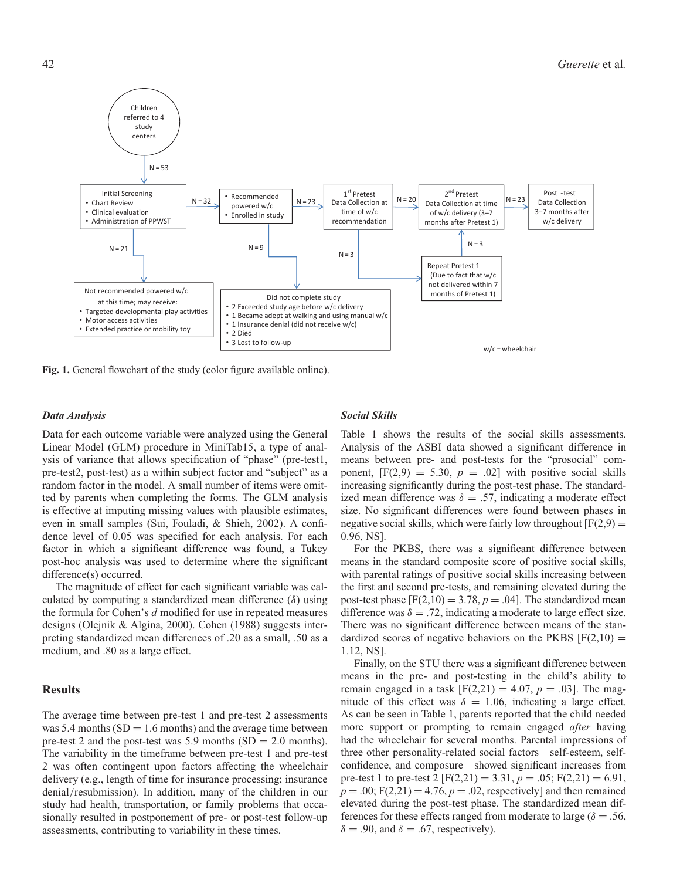Fig. 1. General flowchart of the study (color figure available online).

### *Data Analysis*

Data for each outcome variable were analyzed using the General Linear Model (GLM) procedure in MiniTab15, a type of analysis of variance that allows specification of "phase" (pre-test1, pre-test2, post-test) as a within subject factor and "subject" as a random factor in the model. A small number of items were omitted by parents when completing the forms. The GLM analysis is effective at imputing missing values with plausible estimates, even in small samples (Sui, Fouladi, & Shieh, 2002). A confidence level of 0.05 was specified for each analysis. For each factor in which a significant difference was found, a Tukey post-hoc analysis was used to determine where the significant difference(s) occurred.

The magnitude of effect for each significant variable was calculated by computing a standardized mean difference ($\delta$) using the formula for Cohen's *d* modified for use in repeated measures designs (Olejnik & Algina, 2000). Cohen (1988) suggests interpreting standardized mean differences of .20 as a small, .50 as a medium, and .80 as a large effect.

## Results

The average time between pre-test 1 and pre-test 2 assessments was 5.4 months (SD = 1.6 months) and the average time between pre-test 2 and the post-test was 5.9 months (SD = 2.0 months). The variability in the timeframe between pre-test 1 and pre-test 2 was often contingent upon factors affecting the wheelchair delivery (e.g., length of time for insurance processing; insurance denial/resubmission). In addition, many of the children in our study had health, transportation, or family problems that occasionally resulted in postponement of pre- or post-test follow-up assessments, contributing to variability in these times.

### *Social Skills*

Table 1 shows the results of the social skills assessments. Analysis of the ASBI data showed a significant difference in means between pre- and post-tests for the "prosocial" component, [$F(2,9) = 5.30$, $p = .02$] with positive social skills increasing significantly during the post-test phase. The standardized mean difference was $\delta = .57$, indicating a moderate effect size. No significant differences were found between phases in negative social skills, which were fairly low throughout [$F(2,9) = 0.96$, NS].

For the PKBS, there was a significant difference between means in the standard composite score of positive social skills, with parental ratings of positive social skills increasing between the first and second pre-tests, and remaining elevated during the post-test phase [$F(2,10) = 3.78$, $p = .04$]. The standardized mean difference was $\delta = .72$, indicating a moderate to large effect size. There was no significant difference between means of the standardized scores of negative behaviors on the PKBS [$F(2,10) = 1.12$, NS].

Finally, on the STU there was a significant difference between means in the pre- and post-testing in the child's ability to remain engaged in a task [$F(2,21) = 4.07$, $p = .03$]. The magnitude of this effect was $\delta = 1.06$, indicating a large effect. As can be seen in Table 1, parents reported that the child needed more support or prompting to remain engaged *after* having had the wheelchair for several months. Parental impressions of three other personality-related social factors—self-esteem, self-confidence, and composure—showed significant increases from pre-test 1 to pre-test 2 [$F(2,21) = 3.31$, $p = .05$; $F(2,21) = 6.91$, $p = .00$; $F(2,21) = 4.76$, $p = .02$, respectively] and then remained elevated during the post-test phase. The standardized mean differences for these effects ranged from moderate to large ($\delta = .56$, $\delta = .90$, and $\delta = .67$, respectively).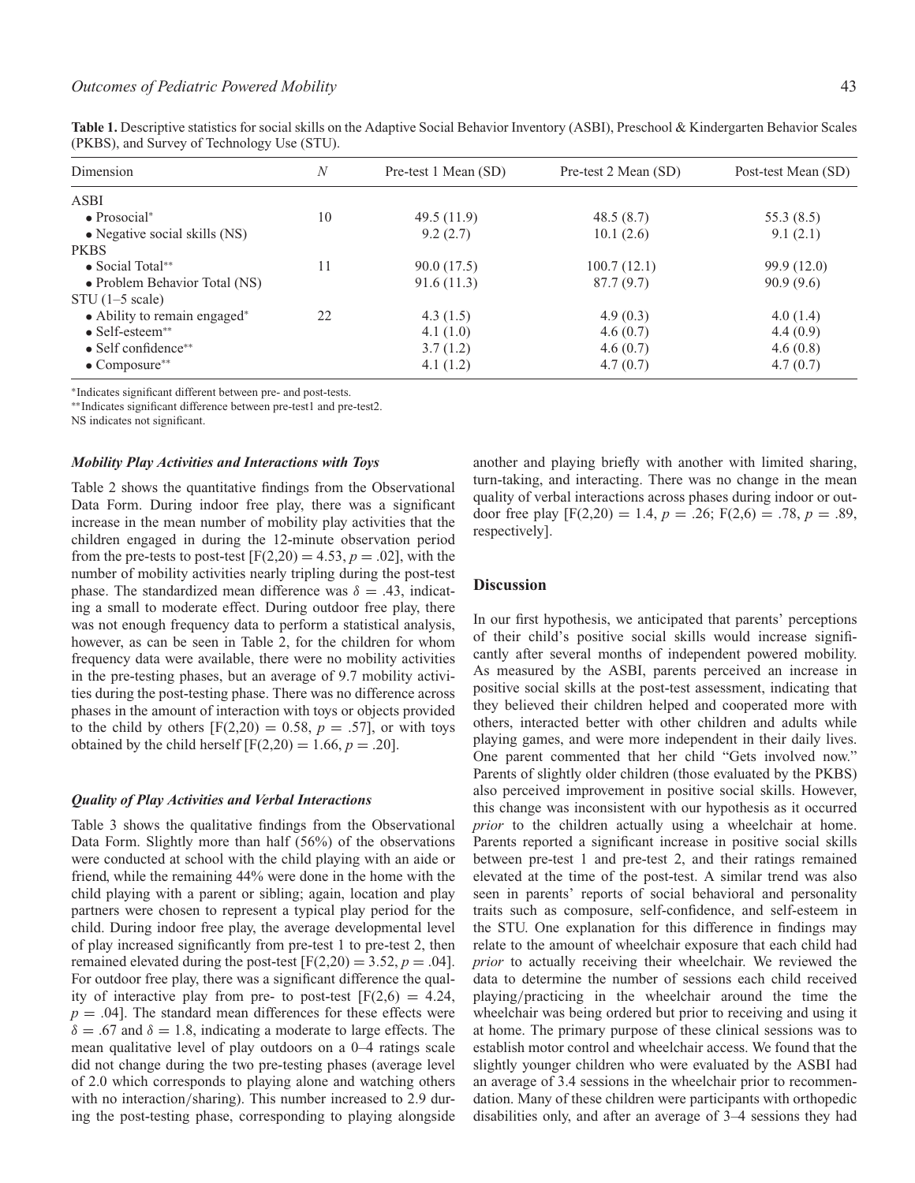**Table 1.** Descriptive statistics for social skills on the Adaptive Social Behavior Inventory (ASBI), Preschool & Kindergarten Behavior Scales (PKBS), and Survey of Technology Use (STU).

| Dimension | $N$ | Pre-test 1 Mean (SD) | Pre-test 2 Mean (SD) | Post-test Mean (SD) |
|---|---|---|---|---|
| ASBI | | | | |
| • Prosocial* | 10 | 49.5 (11.9) | 48.5 (8.7) | 55.3 (8.5) |
| • Negative social skills (NS) | | 9.2 (2.7) | 10.1 (2.6) | 9.1 (2.1) |
| PKBS | | | | |
| • Social Total** | 11 | 90.0 (17.5) | 100.7 (12.1) | 99.9 (12.0) |
| • Problem Behavior Total (NS) | | 91.6 (11.3) | 87.7 (9.7) | 90.9 (9.6) |
| STU (1–5 scale) | | | | |
| • Ability to remain engaged* | 22 | 4.3 (1.5) | 4.9 (0.3) | 4.0 (1.4) |
| • Self-esteem** | | 4.1 (1.0) | 4.6 (0.7) | 4.4 (0.9) |
| • Self confidence** | | 3.7 (1.2) | 4.6 (0.7) | 4.6 (0.8) |
| • Composure** | | 4.1 (1.2) | 4.7 (0.7) | 4.7 (0.7) |

*Indicates significant different between pre- and post-tests.
**Indicates significant difference between pre-test1 and pre-test2.
NS indicates not significant.

### *Mobility Play Activities and Interactions with Toys*

Table 2 shows the quantitative findings from the Observational Data Form. During indoor free play, there was a significant increase in the mean number of mobility play activities that the children engaged in during the 12-minute observation period from the pre-tests to post-test [$F(2,20) = 4.53$, $p = .02$], with the number of mobility activities nearly tripling during the post-test phase. The standardized mean difference was $\delta = .43$, indicating a small to moderate effect. During outdoor free play, there was not enough frequency data to perform a statistical analysis, however, as can be seen in Table 2, for the children for whom frequency data were available, there were no mobility activities in the pre-testing phases, but an average of 9.7 mobility activities during the post-testing phase. There was no difference across phases in the amount of interaction with toys or objects provided to the child by others [$F(2,20) = 0.58$, $p = .57$], or with toys obtained by the child herself [$F(2,20) = 1.66$, $p = .20$].

### *Quality of Play Activities and Verbal Interactions*

Table 3 shows the qualitative findings from the Observational Data Form. Slightly more than half (56%) of the observations were conducted at school with the child playing with an aide or friend, while the remaining 44% were done in the home with the child playing with a parent or sibling; again, location and play partners were chosen to represent a typical play period for the child. During indoor free play, the average developmental level of play increased significantly from pre-test 1 to pre-test 2, then remained elevated during the post-test [$F(2,20) = 3.52$, $p = .04$]. For outdoor free play, there was a significant difference the quality of interactive play from pre- to post-test [$F(2,6) = 4.24$, $p = .04$]. The standard mean differences for these effects were $\delta = .67$ and $\delta = 1.8$, indicating a moderate to large effects. The mean qualitative level of play outdoors on a 0–4 ratings scale did not change during the two pre-testing phases (average level of 2.0 which corresponds to playing alone and watching others with no interaction/sharing). This number increased to 2.9 during the post-testing phase, corresponding to playing alongside another and playing briefly with another with limited sharing, turn-taking, and interacting. There was no change in the mean quality of verbal interactions across phases during indoor or outdoor free play [$F(2,20) = 1.4$, $p = .26$; $F(2,6) = .78$, $p = .89$, respectively].

## Discussion

In our first hypothesis, we anticipated that parents' perceptions of their child's positive social skills would increase significantly after several months of independent powered mobility. As measured by the ASBI, parents perceived an increase in positive social skills at the post-test assessment, indicating that they believed their children helped and cooperated more with others, interacted better with other children and adults while playing games, and were more independent in their daily lives. One parent commented that her child "Gets involved now." Parents of slightly older children (those evaluated by the PKBS) also perceived improvement in positive social skills. However, this change was inconsistent with our hypothesis as it occurred *prior* to the children actually using a wheelchair at home. Parents reported a significant increase in positive social skills between pre-test 1 and pre-test 2, and their ratings remained elevated at the time of the post-test. A similar trend was also seen in parents' reports of social behavioral and personality traits such as composure, self-confidence, and self-esteem in the STU. One explanation for this difference in findings may relate to the amount of wheelchair exposure that each child had *prior* to actually receiving their wheelchair. We reviewed the data to determine the number of sessions each child received playing/practicing in the wheelchair around the time the wheelchair was being ordered but prior to receiving and using it at home. The primary purpose of these clinical sessions was to establish motor control and wheelchair access. We found that the slightly younger children who were evaluated by the ASBI had an average of 3.4 sessions in the wheelchair prior to recommendation. Many of these children were participants with orthopedic disabilities only, and after an average of 3–4 sessions they had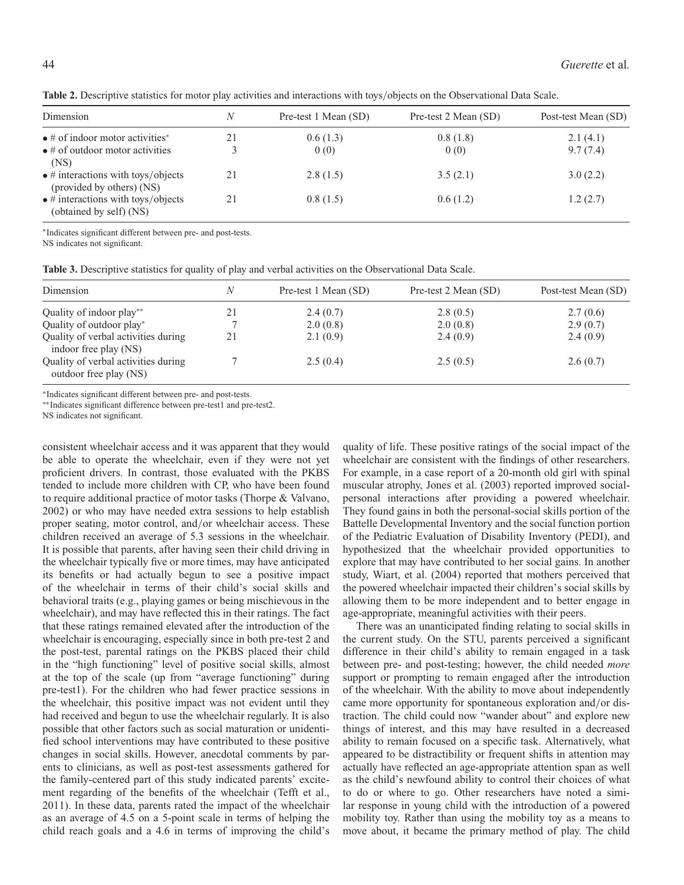**Table 2.** Descriptive statistics for motor play activities and interactions with toys/objects on the Observational Data Scale.

| Dimension | N | Pre-test 1 Mean (SD) | Pre-test 2 Mean (SD) | Post-test Mean (SD) |
|---|---|---|---|---|
| • # of indoor motor activities* | 21 | 0.6 (1.3) | 0.8 (1.8) | 2.1 (4.1) |
| • # of outdoor motor activities (NS) | 3 | 0 (0) | 0 (0) | 9.7 (7.4) |
| • # interactions with toys/objects (provided by others) (NS) | 21 | 2.8 (1.5) | 3.5 (2.1) | 3.0 (2.2) |
| • # interactions with toys/objects (obtained by self) (NS) | 21 | 0.8 (1.5) | 0.6 (1.2) | 1.2 (2.7) |

*Indicates significant different between pre- and post-tests.
NS indicates not significant.

**Table 3.** Descriptive statistics for quality of play and verbal activities on the Observational Data Scale.

| Dimension | N | Pre-test 1 Mean (SD) | Pre-test 2 Mean (SD) | Post-test Mean (SD) |
|---|---|---|---|---|
| Quality of indoor play** | 21 | 2.4 (0.7) | 2.8 (0.5) | 2.7 (0.6) |
| Quality of outdoor play* | 7 | 2.0 (0.8) | 2.0 (0.8) | 2.9 (0.7) |
| Quality of verbal activities during indoor free play (NS) | 21 | 2.1 (0.9) | 2.4 (0.9) | 2.4 (0.9) |
| Quality of verbal activities during outdoor free play (NS) | 7 | 2.5 (0.4) | 2.5 (0.5) | 2.6 (0.7) |

*Indicates significant different between pre- and post-tests.
**Indicates significant difference between pre-test1 and pre-test2.
NS indicates not significant.

consistent wheelchair access and it was apparent that they would be able to operate the wheelchair, even if they were not yet proficient drivers. In contrast, those evaluated with the PKBS tended to include more children with CP, who have been found to require additional practice of motor tasks (Thorpe & Valvano, 2002) or who may have needed extra sessions to help establish proper seating, motor control, and/or wheelchair access. These children received an average of 5.3 sessions in the wheelchair. It is possible that parents, after having seen their child driving in the wheelchair typically five or more times, may have anticipated its benefits or had actually begun to see a positive impact of the wheelchair in terms of their child's social skills and behavioral traits (e.g., playing games or being mischievous in the wheelchair), and may have reflected this in their ratings. The fact that these ratings remained elevated after the introduction of the wheelchair is encouraging, especially since in both pre-test 2 and the post-test, parental ratings on the PKBS placed their child in the "high functioning" level of positive social skills, almost at the top of the scale (up from "average functioning" during pre-test1). For the children who had fewer practice sessions in the wheelchair, this positive impact was not evident until they had received and begun to use the wheelchair regularly. It is also possible that other factors such as social maturation or unidentified school interventions may have contributed to these positive changes in social skills. However, anecdotal comments by parents to clinicians, as well as post-test assessments gathered for the family-centered part of this study indicated parents' excitement regarding of the benefits of the wheelchair (Tefft et al., 2011). In these data, parents rated the impact of the wheelchair as an average of 4.5 on a 5-point scale in terms of helping the child reach goals and a 4.6 in terms of improving the child's quality of life. These positive ratings of the social impact of the wheelchair are consistent with the findings of other researchers. For example, in a case report of a 20-month old girl with spinal muscular atrophy, Jones et al. (2003) reported improved social-personal interactions after providing a powered wheelchair. They found gains in both the personal-social skills portion of the Battelle Developmental Inventory and the social function portion of the Pediatric Evaluation of Disability Inventory (PEDI), and hypothesized that the wheelchair provided opportunities to explore that may have contributed to her social gains. In another study, Wiart, et al. (2004) reported that mothers perceived that the powered wheelchair impacted their children's social skills by allowing them to be more independent and to better engage in age-appropriate, meaningful activities with their peers.

There was an unanticipated finding relating to social skills in the current study. On the STU, parents perceived a significant difference in their child's ability to remain engaged in a task between pre- and post-testing; however, the child needed *more* support or prompting to remain engaged after the introduction of the wheelchair. With the ability to move about independently came more opportunity for spontaneous exploration and/or distraction. The child could now "wander about" and explore new things of interest, and this may have resulted in a decreased ability to remain focused on a specific task. Alternatively, what appeared to be distractibility or frequent shifts in attention may actually have reflected an age-appropriate attention span as well as the child's newfound ability to control their choices of what to do or where to go. Other researchers have noted a similar response in young child with the introduction of a powered mobility toy. Rather than using the mobility toy as a means to move about, it became the primary method of play. The child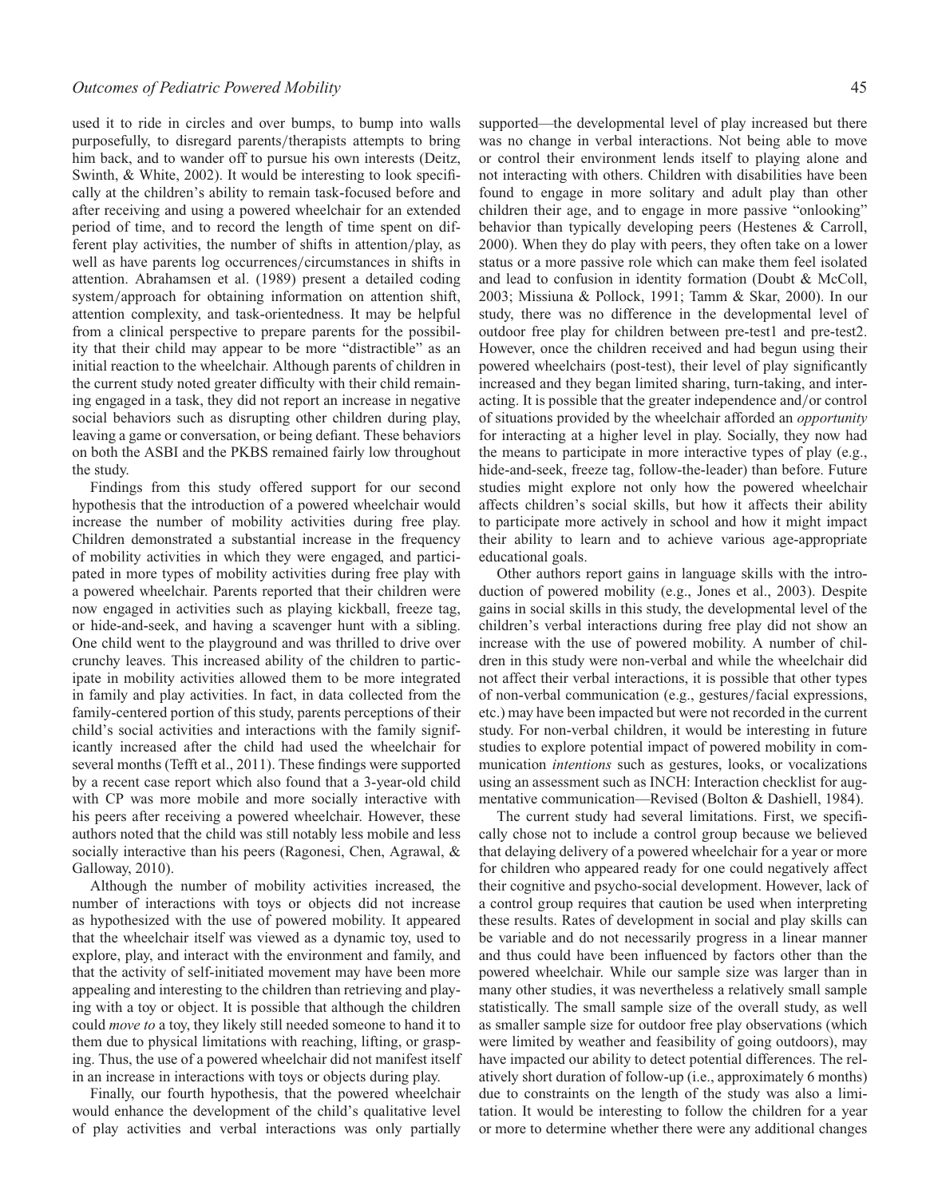used it to ride in circles and over bumps, to bump into walls purposefully, to disregard parents/therapists attempts to bring him back, and to wander off to pursue his own interests (Deitz, Swinth, & White, 2002). It would be interesting to look specifically at the children's ability to remain task-focused before and after receiving and using a powered wheelchair for an extended period of time, and to record the length of time spent on different play activities, the number of shifts in attention/play, as well as have parents log occurrences/circumstances in shifts in attention. Abrahamsen et al. (1989) present a detailed coding system/approach for obtaining information on attention shift, attention complexity, and task-orientedness. It may be helpful from a clinical perspective to prepare parents for the possibility that their child may appear to be more "distractible" as an initial reaction to the wheelchair. Although parents of children in the current study noted greater difficulty with their child remaining engaged in a task, they did not report an increase in negative social behaviors such as disrupting other children during play, leaving a game or conversation, or being defiant. These behaviors on both the ASBI and the PKBS remained fairly low throughout the study.

Findings from this study offered support for our second hypothesis that the introduction of a powered wheelchair would increase the number of mobility activities during free play. Children demonstrated a substantial increase in the frequency of mobility activities in which they were engaged, and participated in more types of mobility activities during free play with a powered wheelchair. Parents reported that their children were now engaged in activities such as playing kickball, freeze tag, or hide-and-seek, and having a scavenger hunt with a sibling. One child went to the playground and was thrilled to drive over crunchy leaves. This increased ability of the children to participate in mobility activities allowed them to be more integrated in family and play activities. In fact, in data collected from the family-centered portion of this study, parents perceptions of their child's social activities and interactions with the family significantly increased after the child had used the wheelchair for several months (Tefft et al., 2011). These findings were supported by a recent case report which also found that a 3-year-old child with CP was more mobile and more socially interactive with his peers after receiving a powered wheelchair. However, these authors noted that the child was still notably less mobile and less socially interactive than his peers (Ragonesi, Chen, Agrawal, & Galloway, 2010).

Although the number of mobility activities increased, the number of interactions with toys or objects did not increase as hypothesized with the use of powered mobility. It appeared that the wheelchair itself was viewed as a dynamic toy, used to explore, play, and interact with the environment and family, and that the activity of self-initiated movement may have been more appealing and interesting to the children than retrieving and playing with a toy or object. It is possible that although the children could *move to* a toy, they likely still needed someone to hand it to them due to physical limitations with reaching, lifting, or grasping. Thus, the use of a powered wheelchair did not manifest itself in an increase in interactions with toys or objects during play.

Finally, our fourth hypothesis, that the powered wheelchair would enhance the development of the child's qualitative level of play activities and verbal interactions was only partially supported—the developmental level of play increased but there was no change in verbal interactions. Not being able to move or control their environment lends itself to playing alone and not interacting with others. Children with disabilities have been found to engage in more solitary and adult play than other children their age, and to engage in more passive "onlooking" behavior than typically developing peers (Hestenes & Carroll, 2000). When they do play with peers, they often take on a lower status or a more passive role which can make them feel isolated and lead to confusion in identity formation (Doubt & McColl, 2003; Missiuna & Pollock, 1991; Tamm & Skar, 2000). In our study, there was no difference in the developmental level of outdoor free play for children between pre-test1 and pre-test2. However, once the children received and had begun using their powered wheelchairs (post-test), their level of play significantly increased and they began limited sharing, turn-taking, and interacting. It is possible that the greater independence and/or control of situations provided by the wheelchair afforded an *opportunity* for interacting at a higher level in play. Socially, they now had the means to participate in more interactive types of play (e.g., hide-and-seek, freeze tag, follow-the-leader) than before. Future studies might explore not only how the powered wheelchair affects children's social skills, but how it affects their ability to participate more actively in school and how it might impact their ability to learn and to achieve various age-appropriate educational goals.

Other authors report gains in language skills with the introduction of powered mobility (e.g., Jones et al., 2003). Despite gains in social skills in this study, the developmental level of the children's verbal interactions during free play did not show an increase with the use of powered mobility. A number of children in this study were non-verbal and while the wheelchair did not affect their verbal interactions, it is possible that other types of non-verbal communication (e.g., gestures/facial expressions, etc.) may have been impacted but were not recorded in the current study. For non-verbal children, it would be interesting in future studies to explore potential impact of powered mobility in communication *intentions* such as gestures, looks, or vocalizations using an assessment such as INCH: Interaction checklist for augmentative communication—Revised (Bolton & Dashiell, 1984).

The current study had several limitations. First, we specifically chose not to include a control group because we believed that delaying delivery of a powered wheelchair for a year or more for children who appeared ready for one could negatively affect their cognitive and psycho-social development. However, lack of a control group requires that caution be used when interpreting these results. Rates of development in social and play skills can be variable and do not necessarily progress in a linear manner and thus could have been influenced by factors other than the powered wheelchair. While our sample size was larger than in many other studies, it was nevertheless a relatively small sample statistically. The small sample size of the overall study, as well as smaller sample size for outdoor free play observations (which were limited by weather and feasibility of going outdoors), may have impacted our ability to detect potential differences. The relatively short duration of follow-up (i.e., approximately 6 months) due to constraints on the length of the study was also a limitation. It would be interesting to follow the children for a year or more to determine whether there were any additional changes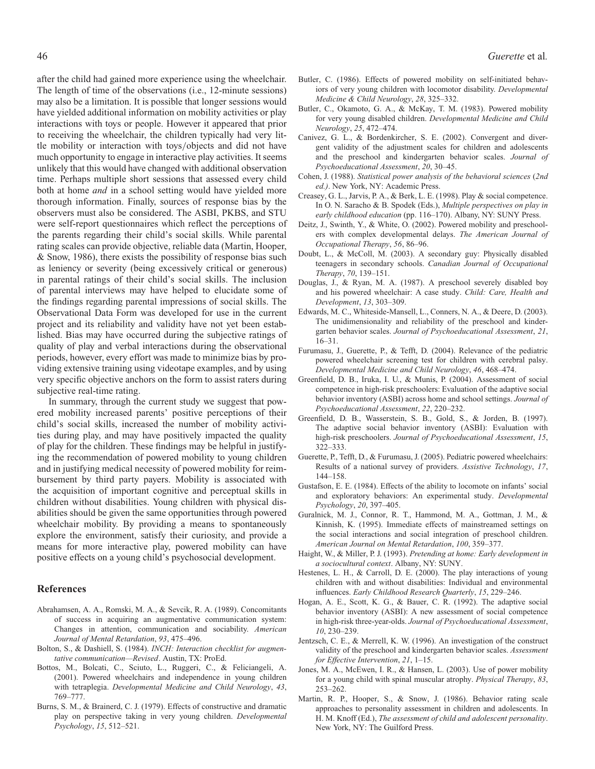after the child had gained more experience using the wheelchair. The length of time of the observations (i.e., 12-minute sessions) may also be a limitation. It is possible that longer sessions would have yielded additional information on mobility activities or play interactions with toys or people. However it appeared that prior to receiving the wheelchair, the children typically had very little mobility or interaction with toys/objects and did not have much opportunity to engage in interactive play activities. It seems unlikely that this would have changed with additional observation time. Perhaps multiple short sessions that assessed every child both at home *and* in a school setting would have yielded more thorough information. Finally, sources of response bias by the observers must also be considered. The ASBI, PKBS, and STU were self-report questionnaires which reflect the perceptions of the parents regarding their child's social skills. While parental rating scales can provide objective, reliable data (Martin, Hooper, & Snow, 1986), there exists the possibility of response bias such as leniency or severity (being excessively critical or generous) in parental ratings of their child's social skills. The inclusion of parental interviews may have helped to elucidate some of the findings regarding parental impressions of social skills. The Observational Data Form was developed for use in the current project and its reliability and validity have not yet been established. Bias may have occurred during the subjective ratings of quality of play and verbal interactions during the observational periods, however, every effort was made to minimize bias by providing extensive training using videotape examples, and by using very specific objective anchors on the form to assist raters during subjective real-time rating.

In summary, through the current study we suggest that powered mobility increased parents' positive perceptions of their child's social skills, increased the number of mobility activities during play, and may have positively impacted the quality of play for the children. These findings may be helpful in justifying the recommendation of powered mobility to young children and in justifying medical necessity of powered mobility for reimbursement by third party payers. Mobility is associated with the acquisition of important cognitive and perceptual skills in children without disabilities. Young children with physical disabilities should be given the same opportunities through powered wheelchair mobility. By providing a means to spontaneously explore the environment, satisfy their curiosity, and provide a means for more interactive play, powered mobility can have positive effects on a young child's psychosocial development.

## References

Abrahamsen, A. A., Romski, M. A., & Sevcik, R. A. (1989). Concomitants of success in acquiring an augmentative communication system: Changes in attention, communication and sociability. *American Journal of Mental Retardation*, *93*, 475–496.

Bolton, S., & Dashiell, S. (1984). *INCH: Interaction checklist for augmentative communication—Revised*. Austin, TX: ProEd.

Bottos, M., Bolcati, C., Sciuto, L., Ruggeri, C., & Feliciangeli, A. (2001). Powered wheelchairs and independence in young children with tetraplegia. *Developmental Medicine and Child Neurology*, *43*, 769–777.

Burns, S. M., & Brainerd, C. J. (1979). Effects of constructive and dramatic play on perspective taking in very young children. *Developmental Psychology*, *15*, 512–521.

Butler, C. (1986). Effects of powered mobility on self-initiated behaviors of very young children with locomotor disability. *Developmental Medicine & Child Neurology*, *28*, 325–332.

Butler, C., Okamoto, G. A., & McKay, T. M. (1983). Powered mobility for very young disabled children. *Developmental Medicine and Child Neurology*, *25*, 472–474.

Canivez, G. L., & Bordenkircher, S. E. (2002). Convergent and divergent validity of the adjustment scales for children and adolescents and the preschool and kindergarten behavior scales. *Journal of Psychoeducational Assessment*, *20*, 30–45.

Cohen, J. (1988). *Statistical power analysis of the behavioral sciences* (*2nd ed.)*. New York, NY: Academic Press.

Creasey, G. L., Jarvis, P. A., & Berk, L. E. (1998). Play & social competence. In O. N. Saracho & B. Spodek (Eds.), *Multiple perspectives on play in early childhood education* (pp. 116–170). Albany, NY: SUNY Press.

Deitz, J., Swinth, Y., & White, O. (2002). Powered mobility and preschoolers with complex developmental delays. *The American Journal of Occupational Therapy*, *56*, 86–96.

Doubt, L., & McColl, M. (2003). A secondary guy: Physically disabled teenagers in secondary schools. *Canadian Journal of Occupational Therapy*, *70*, 139–151.

Douglas, J., & Ryan, M. A. (1987). A preschool severely disabled boy and his powered wheelchair: A case study. *Child: Care, Health and Development*, *13*, 303–309.

Edwards, M. C., Whiteside-Mansell, L., Conners, N. A., & Deere, D. (2003). The unidimensionality and reliability of the preschool and kindergarten behavior scales. *Journal of Psychoeducational Assessment*, *21*, 16–31.

Furumasu, J., Guerette, P., & Tefft, D. (2004). Relevance of the pediatric powered wheelchair screening test for children with cerebral palsy. *Developmental Medicine and Child Neurology*, *46*, 468–474.

Greenfield, D. B., Iruka, I. U., & Munis, P. (2004). Assessment of social competence in high-risk preschoolers: Evaluation of the adaptive social behavior inventory (ASBI) across home and school settings. *Journal of Psychoeducational Assessment*, *22*, 220–232.

Greenfield, D. B., Wasserstein, S. B., Gold, S., & Jorden, B. (1997). The adaptive social behavior inventory (ASBI): Evaluation with high-risk preschoolers. *Journal of Psychoeducational Assessment*, *15*, 322–333.

Guerette, P., Tefft, D., & Furumasu, J. (2005). Pediatric powered wheelchairs: Results of a national survey of providers. *Assistive Technology*, *17*, 144–158.

Gustafson, E. E. (1984). Effects of the ability to locomote on infants' social and exploratory behaviors: An experimental study. *Developmental Psychology*, *20*, 397–405.

Guralnick, M. J., Connor, R. T., Hammond, M. A., Gottman, J. M., & Kinnish, K. (1995). Immediate effects of mainstreamed settings on the social interactions and social integration of preschool children. *American Journal on Mental Retardation*, *100*, 359–377.

Haight, W., & Miller, P. J. (1993). *Pretending at home: Early development in a sociocultural context*. Albany, NY: SUNY.

Hestenes, L. H., & Carroll, D. E. (2000). The play interactions of young children with and without disabilities: Individual and environmental influences. *Early Childhood Research Quarterly*, *15*, 229–246.

Hogan, A. E., Scott, K. G., & Bauer, C. R. (1992). The adaptive social behavior inventory (ASBI): A new assessment of social competence in high-risk three-year-olds. *Journal of Psychoeducational Assessment*, *10*, 230–239.

Jentzsch, C. E., & Merrell, K. W. (1996). An investigation of the construct validity of the preschool and kindergarten behavior scales. *Assessment for Effective Intervention*, *21*, 1–15.

Jones, M. A., McEwen, I. R., & Hansen, L. (2003). Use of power mobility for a young child with spinal muscular atrophy. *Physical Therapy*, *83*, 253–262.

Martin, R. P., Hooper, S., & Snow, J. (1986). Behavior rating scale approaches to personality assessment in children and adolescents. In H. M. Knoff (Ed.), *The assessment of child and adolescent personality*. New York, NY: The Guilford Press.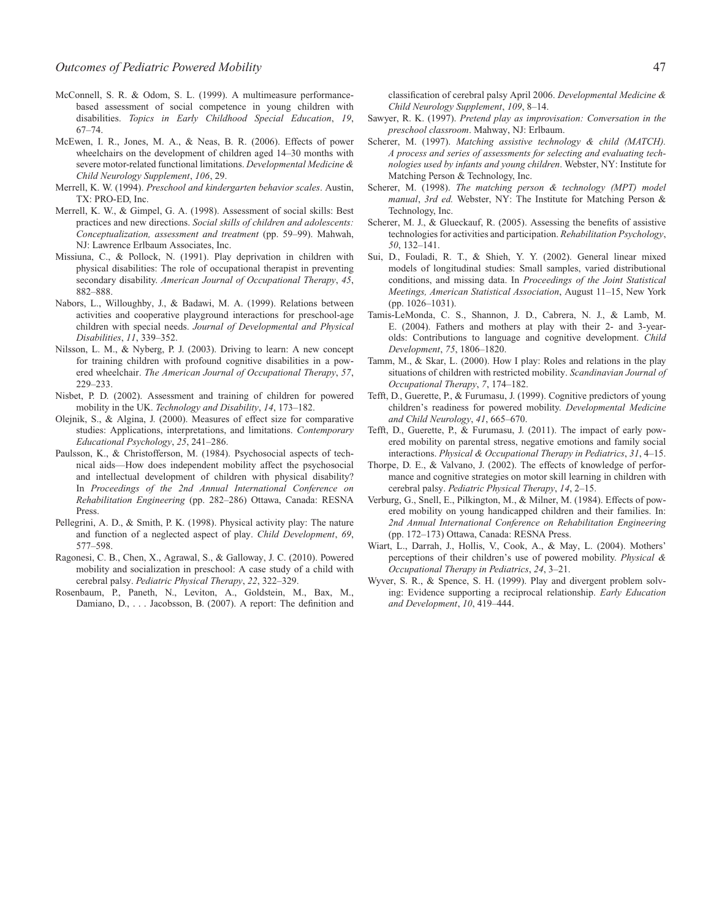McConnell, S. R. & Odom, S. L. (1999). A multimeasure performance-based assessment of social competence in young children with disabilities. *Topics in Early Childhood Special Education*, *19*, 67–74.

McEwen, I. R., Jones, M. A., & Neas, B. R. (2006). Effects of power wheelchairs on the development of children aged 14–30 months with severe motor-related functional limitations. *Developmental Medicine & Child Neurology Supplement*, *106*, 29.

Merrell, K. W. (1994). *Preschool and kindergarten behavior scales*. Austin, TX: PRO-ED, Inc.

Merrell, K. W., & Gimpel, G. A. (1998). Assessment of social skills: Best practices and new directions. *Social skills of children and adolescents: Conceptualization, assessment and treatment* (pp. 59–99). Mahwah, NJ: Lawrence Erlbaum Associates, Inc.

Missiuna, C., & Pollock, N. (1991). Play deprivation in children with physical disabilities: The role of occupational therapist in preventing secondary disability. *American Journal of Occupational Therapy*, *45*, 882–888.

Nabors, L., Willoughby, J., & Badawi, M. A. (1999). Relations between activities and cooperative playground interactions for preschool-age children with special needs. *Journal of Developmental and Physical Disabilities*, *11*, 339–352.

Nilsson, L. M., & Nyberg, P. J. (2003). Driving to learn: A new concept for training children with profound cognitive disabilities in a powered wheelchair. *The American Journal of Occupational Therapy*, *57*, 229–233.

Nisbet, P. D. (2002). Assessment and training of children for powered mobility in the UK. *Technology and Disability*, *14*, 173–182.

Olejnik, S., & Algina, J. (2000). Measures of effect size for comparative studies: Applications, interpretations, and limitations. *Contemporary Educational Psychology*, *25*, 241–286.

Paulsson, K., & Christofferson, M. (1984). Psychosocial aspects of technical aids—How does independent mobility affect the psychosocial and intellectual development of children with physical disability? In *Proceedings of the 2nd Annual International Conference on Rehabilitation Engineering* (pp. 282–286) Ottawa, Canada: RESNA Press.

Pellegrini, A. D., & Smith, P. K. (1998). Physical activity play: The nature and function of a neglected aspect of play. *Child Development*, *69*, 577–598.

Ragonesi, C. B., Chen, X., Agrawal, S., & Galloway, J. C. (2010). Powered mobility and socialization in preschool: A case study of a child with cerebral palsy. *Pediatric Physical Therapy*, *22*, 322–329.

Rosenbaum, P., Paneth, N., Leviton, A., Goldstein, M., Bax, M., Damiano, D., . . . Jacobsson, B. (2007). A report: The definition and classification of cerebral palsy April 2006. *Developmental Medicine & Child Neurology Supplement*, *109*, 8–14.

Sawyer, R. K. (1997). *Pretend play as improvisation: Conversation in the preschool classroom*. Mahway, NJ: Erlbaum.

Scherer, M. (1997). *Matching assistive technology & child (MATCH). A process and series of assessments for selecting and evaluating technologies used by infants and young children*. Webster, NY: Institute for Matching Person & Technology, Inc.

Scherer, M. (1998). *The matching person & technology (MPT) model manual*, *3rd ed.* Webster, NY: The Institute for Matching Person & Technology, Inc.

Scherer, M. J., & Glueckauf, R. (2005). Assessing the benefits of assistive technologies for activities and participation. *Rehabilitation Psychology*, *50*, 132–141.

Sui, D., Fouladi, R. T., & Shieh, Y. Y. (2002). General linear mixed models of longitudinal studies: Small samples, varied distributional conditions, and missing data. In *Proceedings of the Joint Statistical Meetings, American Statistical Association*, August 11–15, New York (pp. 1026–1031).

Tamis-LeMonda, C. S., Shannon, J. D., Cabrera, N. J., & Lamb, M. E. (2004). Fathers and mothers at play with their 2- and 3-year-olds: Contributions to language and cognitive development. *Child Development*, *75*, 1806–1820.

Tamm, M., & Skar, L. (2000). How I play: Roles and relations in the play situations of children with restricted mobility. *Scandinavian Journal of Occupational Therapy*, *7*, 174–182.

Tefft, D., Guerette, P., & Furumasu, J. (1999). Cognitive predictors of young children's readiness for powered mobility. *Developmental Medicine and Child Neurology*, *41*, 665–670.

Tefft, D., Guerette, P., & Furumasu, J. (2011). The impact of early powered mobility on parental stress, negative emotions and family social interactions. *Physical & Occupational Therapy in Pediatrics*, *31*, 4–15.

Thorpe, D. E., & Valvano, J. (2002). The effects of knowledge of performance and cognitive strategies on motor skill learning in children with cerebral palsy. *Pediatric Physical Therapy*, *14*, 2–15.

Verburg, G., Snell, E., Pilkington, M., & Milner, M. (1984). Effects of powered mobility on young handicapped children and their families. In: *2nd Annual International Conference on Rehabilitation Engineering* (pp. 172–173) Ottawa, Canada: RESNA Press.

Wiart, L., Darrah, J., Hollis, V., Cook, A., & May, L. (2004). Mothers' perceptions of their children's use of powered mobility. *Physical & Occupational Therapy in Pediatrics*, *24*, 3–21.

Wyver, S. R., & Spence, S. H. (1999). Play and divergent problem solving: Evidence supporting a reciprocal relationship. *Early Education and Development*, *10*, 419–444.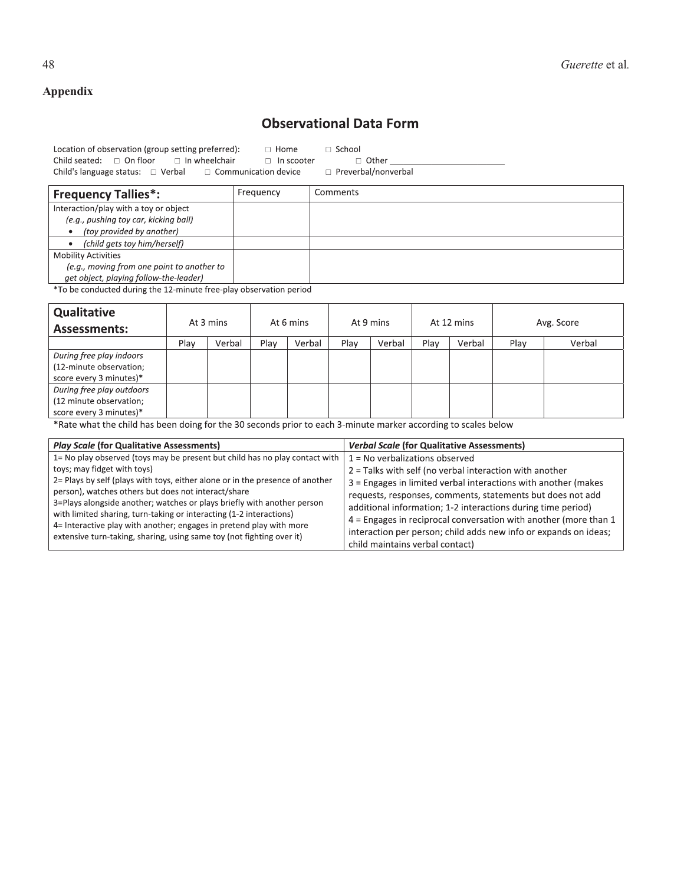## Appendix

# Observational Data Form

Location of observation (group setting preferred): □ Home □ School
Child seated: □ On floor □ In wheelchair □ In scooter □ Other ________________________
Child's language status: □ Verbal □ Communication device □ Preverbal/nonverbal

| **Frequency Tallies*:** | Frequency | Comments |
|---|---|---|
| Interaction/play with a toy or object *(e.g., pushing toy car, kicking ball)* <br>• *(toy provided by another)* | | |
| • *(child gets toy him/herself)* | | |
| Mobility Activities *(e.g., moving from one point to another to get object, playing follow-the-leader)* | | |

*To be conducted during the 12-minute free-play observation period

| **Qualitative Assessments:** | At 3 mins | | At 6 mins | | At 9 mins | | At 12 mins | | Avg. Score | |
|---|---|---|---|---|---|---|---|---|---|---|
| | Play | Verbal | Play | Verbal | Play | Verbal | Play | Verbal | Play | Verbal |
| *During free play indoors* (12-minute observation; score every 3 minutes)* | | | | | | | | | | |
| *During free play outdoors* (12 minute observation; score every 3 minutes)* | | | | | | | | | | |

*Rate what the child has been doing for the 30 seconds prior to each 3-minute marker according to scales below

| ***Play Scale*** **(for Qualitative Assessments)** | ***Verbal Scale*** **(for Qualitative Assessments)** |
|---|---|
| 1= No play observed (toys may be present but child has no play contact with toys; may fidget with toys)<br>2= Plays by self (plays with toys, either alone or in the presence of another person), watches others but does not interact/share<br>3=Plays alongside another; watches or plays briefly with another person with limited sharing, turn-taking or interacting (1-2 interactions)<br>4= Interactive play with another; engages in pretend play with more extensive turn-taking, sharing, using same toy (not fighting over it) | 1 = No verbalizations observed<br>2 = Talks with self (no verbal interaction with another<br>3 = Engages in limited verbal interactions with another (makes requests, responses, comments, statements but does not add additional information; 1-2 interactions during time period)<br>4 = Engages in reciprocal conversation with another (more than 1 interaction per person; child adds new info or expands on ideas; child maintains verbal contact) |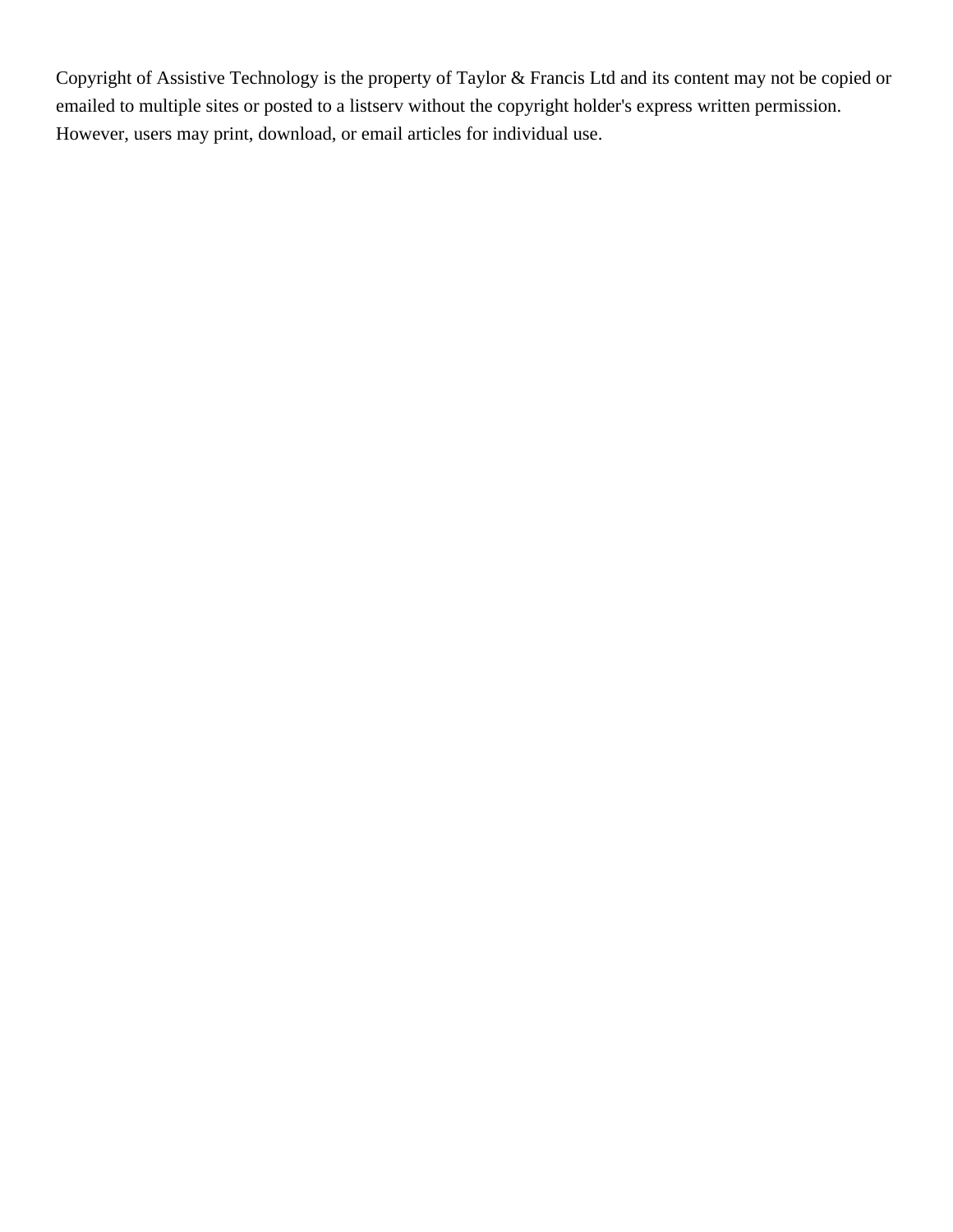Copyright of Assistive Technology is the property of Taylor & Francis Ltd and its content may not be copied or emailed to multiple sites or posted to a listserv without the copyright holder's express written permission. However, users may print, download, or email articles for individual use.